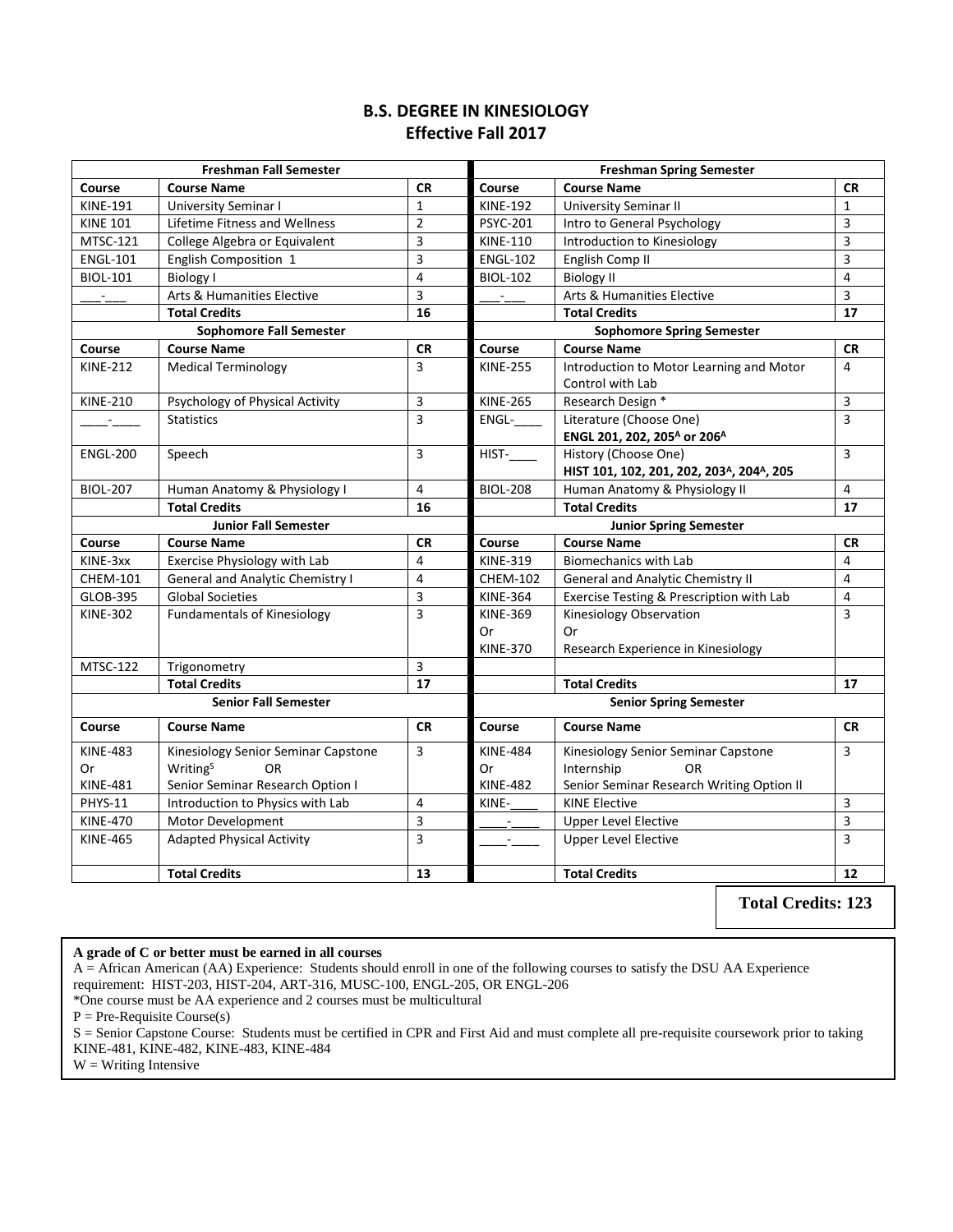# B.S. DEGREE IN KINESIOLOGY
## Effective Fall 2017

| Freshman Fall Semester | | | Freshman Spring Semester | | |
|---|---|---|---|---|---|
| **Course** | **Course Name** | **CR** | **Course** | **Course Name** | **CR** |
| KINE-191 | University Seminar I | 1 | KINE-192 | University Seminar II | 1 |
| KINE 101 | Lifetime Fitness and Wellness | 2 | PSYC-201 | Intro to General Psychology | 3 |
| MTSC-121 | College Algebra or Equivalent | 3 | KINE-110 | Introduction to Kinesiology | 3 |
| ENGL-101 | English Composition 1 | 3 | ENGL-102 | English Comp II | 3 |
| BIOL-101 | Biology I | 4 | BIOL-102 | Biology II | 4 |
| ___-___ | Arts & Humanities Elective | 3 | ___-___ | Arts & Humanities Elective | 3 |
| | **Total Credits** | **16** | | **Total Credits** | **17** |
| **Sophomore Fall Semester** | | | **Sophomore Spring Semester** | | |
| **Course** | **Course Name** | **CR** | **Course** | **Course Name** | **CR** |
| KINE-212 | Medical Terminology | 3 | KINE-255 | Introduction to Motor Learning and Motor Control with Lab | 4 |
| KINE-210 | Psychology of Physical Activity | 3 | KINE-265 | Research Design * | 3 |
| ____-____ | Statistics | 3 | ENGL-____ | Literature (Choose One) **ENGL 201, 202, 205[A] or 206[A]** | 3 |
| ENGL-200 | Speech | 3 | HIST-____ | History (Choose One) **HIST 101, 102, 201, 202, 203[A], 204[A], 205** | 3 |
| BIOL-207 | Human Anatomy & Physiology I | 4 | BIOL-208 | Human Anatomy & Physiology II | 4 |
| | **Total Credits** | **16** | | **Total Credits** | **17** |
| **Junior Fall Semester** | | | **Junior Spring Semester** | | |
| **Course** | **Course Name** | **CR** | **Course** | **Course Name** | **CR** |
| KINE-3xx | Exercise Physiology with Lab | 4 | KINE-319 | Biomechanics with Lab | 4 |
| CHEM-101 | General and Analytic Chemistry I | 4 | CHEM-102 | General and Analytic Chemistry II | 4 |
| GLOB-395 | Global Societies | 3 | KINE-364 | Exercise Testing & Prescription with Lab | 4 |
| KINE-302 | Fundamentals of Kinesiology | 3 | KINE-369 Or KINE-370 | Kinesiology Observation Or Research Experience in Kinesiology | 3 |
| MTSC-122 | Trigonometry | 3 | | | |
| | **Total Credits** | **17** | | **Total Credits** | **17** |
| **Senior Fall Semester** | | | **Senior Spring Semester** | | |
| **Course** | **Course Name** | **CR** | **Course** | **Course Name** | **CR** |
| KINE-483 Or KINE-481 | Kinesiology Senior Seminar Capstone Writing[S] OR Senior Seminar Research Option I | 3 | KINE-484 Or KINE-482 | Kinesiology Senior Seminar Capstone Internship OR Senior Seminar Research Writing Option II | 3 |
| PHYS-11 | Introduction to Physics with Lab | 4 | KINE-____ | KINE Elective | 3 |
| KINE-470 | Motor Development | 3 | ____-____ | Upper Level Elective | 3 |
| KINE-465 | Adapted Physical Activity | 3 | ____-____ | Upper Level Elective | 3 |
| | **Total Credits** | **13** | | **Total Credits** | **12** |

**Total Credits: 123**

**A grade of C or better must be earned in all courses**

A = African American (AA) Experience: Students should enroll in one of the following courses to satisfy the DSU AA Experience requirement: HIST-203, HIST-204, ART-316, MUSC-100, ENGL-205, OR ENGL-206

*One course must be AA experience and 2 courses must be multicultural

P = Pre-Requisite Course(s)

S = Senior Capstone Course: Students must be certified in CPR and First Aid and must complete all pre-requisite coursework prior to taking KINE-481, KINE-482, KINE-483, KINE-484

W = Writing Intensive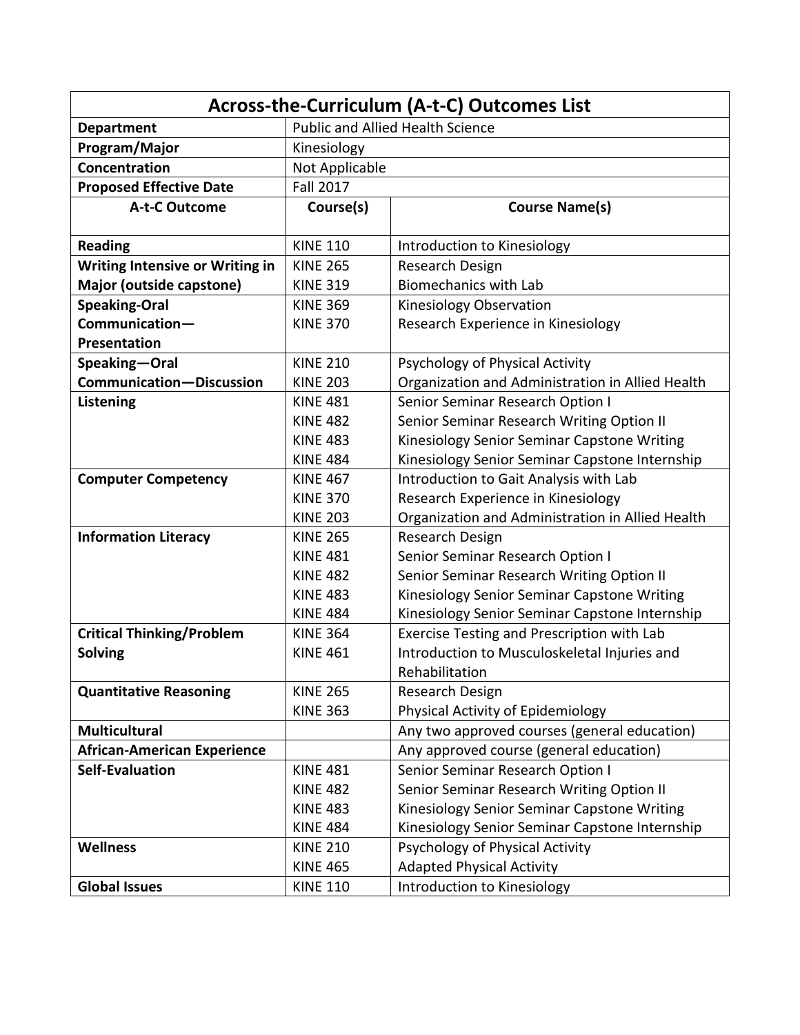| Across-the-Curriculum (A-t-C) Outcomes List | | |
|---|---|---|
| **Department** | Public and Allied Health Science | |
| **Program/Major** | Kinesiology | |
| **Concentration** | Not Applicable | |
| **Proposed Effective Date** | Fall 2017 | |
| **A-t-C Outcome** | **Course(s)** | **Course Name(s)** |
| **Reading** | KINE 110 | Introduction to Kinesiology |
| **Writing Intensive or Writing in Major (outside capstone)** | KINE 265<br>KINE 319 | Research Design<br>Biomechanics with Lab |
| **Speaking-Oral Communication—Presentation** | KINE 369<br>KINE 370 | Kinesiology Observation<br>Research Experience in Kinesiology |
| **Speaking—Oral Communication—Discussion** | KINE 210<br>KINE 203 | Psychology of Physical Activity<br>Organization and Administration in Allied Health |
| **Listening** | KINE 481<br>KINE 482<br>KINE 483<br>KINE 484 | Senior Seminar Research Option I<br>Senior Seminar Research Writing Option II<br>Kinesiology Senior Seminar Capstone Writing<br>Kinesiology Senior Seminar Capstone Internship |
| **Computer Competency** | KINE 467<br>KINE 370<br>KINE 203 | Introduction to Gait Analysis with Lab<br>Research Experience in Kinesiology<br>Organization and Administration in Allied Health |
| **Information Literacy** | KINE 265<br>KINE 481<br>KINE 482<br>KINE 483<br>KINE 484 | Research Design<br>Senior Seminar Research Option I<br>Senior Seminar Research Writing Option II<br>Kinesiology Senior Seminar Capstone Writing<br>Kinesiology Senior Seminar Capstone Internship |
| **Critical Thinking/Problem Solving** | KINE 364<br>KINE 461 | Exercise Testing and Prescription with Lab<br>Introduction to Musculoskeletal Injuries and Rehabilitation |
| **Quantitative Reasoning** | KINE 265<br>KINE 363 | Research Design<br>Physical Activity of Epidemiology |
| **Multicultural** | | Any two approved courses (general education) |
| **African-American Experience** | | Any approved course (general education) |
| **Self-Evaluation** | KINE 481<br>KINE 482<br>KINE 483<br>KINE 484 | Senior Seminar Research Option I<br>Senior Seminar Research Writing Option II<br>Kinesiology Senior Seminar Capstone Writing<br>Kinesiology Senior Seminar Capstone Internship |
| **Wellness** | KINE 210<br>KINE 465 | Psychology of Physical Activity<br>Adapted Physical Activity |
| **Global Issues** | KINE 110 | Introduction to Kinesiology |